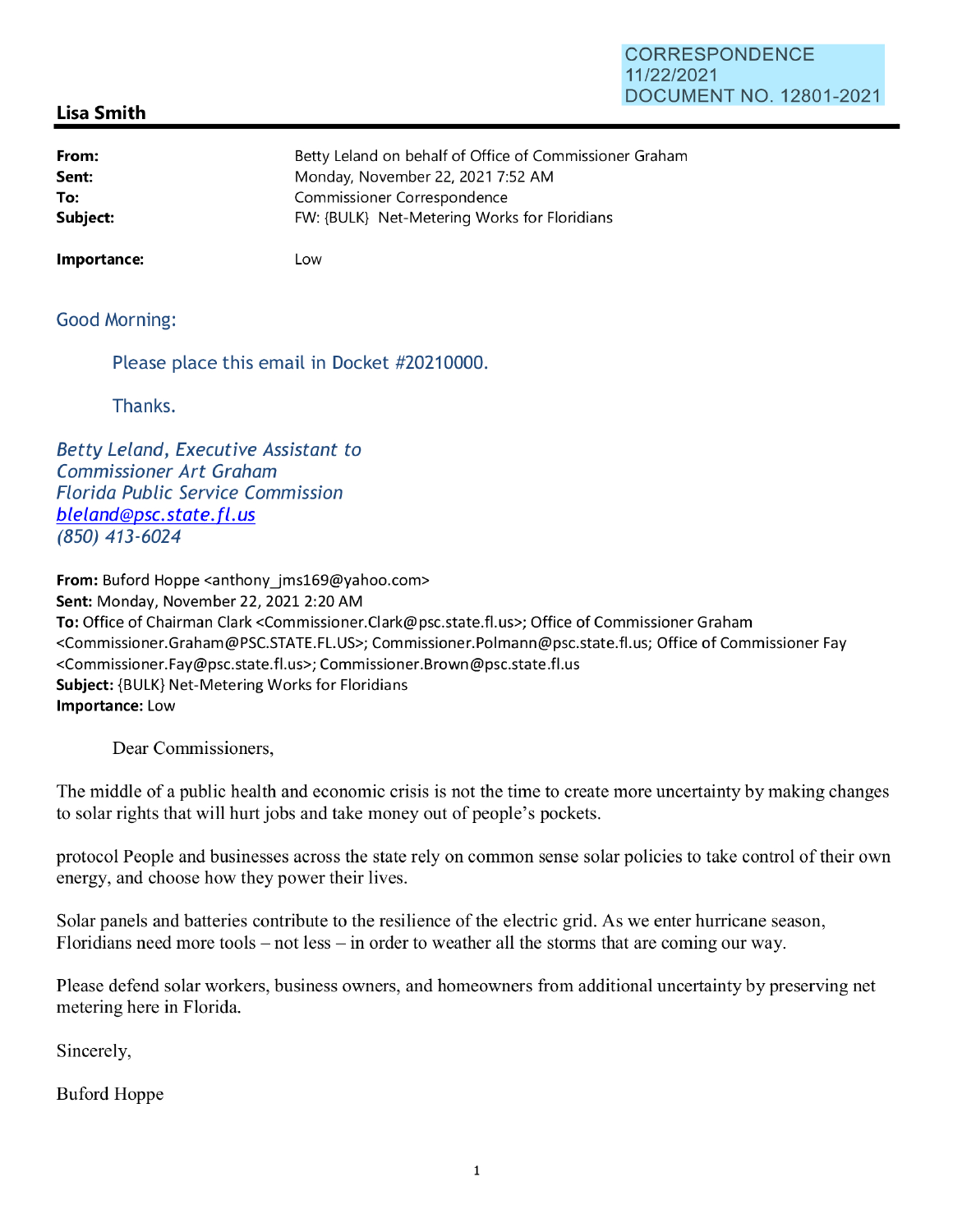CORRESPONDENCE
11/22/2021
DOCUMENT NO. 12801-2021

**Lisa Smith**

---

| | |
|---|---|
| **From:** | Betty Leland on behalf of Office of Commissioner Graham |
| **Sent:** | Monday, November 22, 2021 7:52 AM |
| **To:** | Commissioner Correspondence |
| **Subject:** | FW: {BULK} Net-Metering Works for Floridians |
| **Importance:** | Low |

Good Morning:

Please place this email in Docket #20210000.

Thanks.

*Betty Leland, Executive Assistant to*
*Commissioner Art Graham*
*Florida Public Service Commission*
*bleland@psc.state.fl.us*
*(850) 413-6024*

**From:** Buford Hoppe <anthony_jms169@yahoo.com>
**Sent:** Monday, November 22, 2021 2:20 AM
**To:** Office of Chairman Clark <Commissioner.Clark@psc.state.fl.us>; Office of Commissioner Graham <Commissioner.Graham@PSC.STATE.FL.US>; Commissioner.Polmann@psc.state.fl.us; Office of Commissioner Fay <Commissioner.Fay@psc.state.fl.us>; Commissioner.Brown@psc.state.fl.us
**Subject:** {BULK} Net-Metering Works for Floridians
**Importance:** Low

Dear Commissioners,

The middle of a public health and economic crisis is not the time to create more uncertainty by making changes to solar rights that will hurt jobs and take money out of people's pockets.

protocol People and businesses across the state rely on common sense solar policies to take control of their own energy, and choose how they power their lives.

Solar panels and batteries contribute to the resilience of the electric grid. As we enter hurricane season, Floridians need more tools – not less – in order to weather all the storms that are coming our way.

Please defend solar workers, business owners, and homeowners from additional uncertainty by preserving net metering here in Florida.

Sincerely,

Buford Hoppe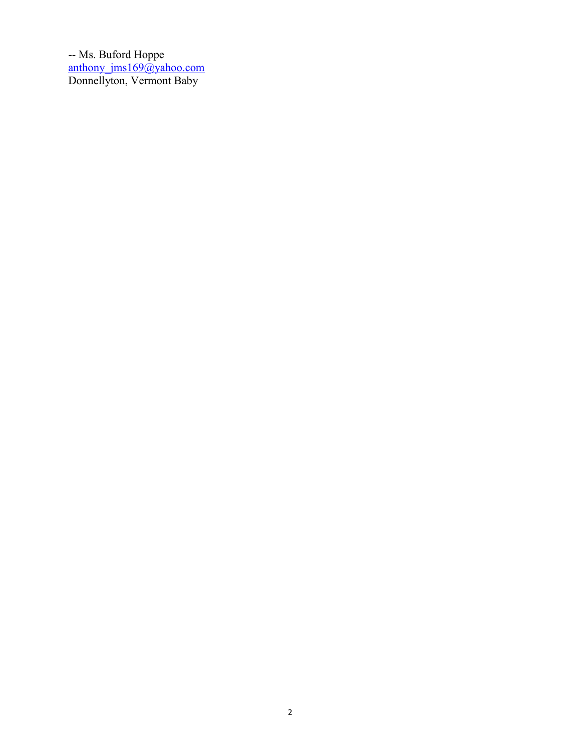-- Ms. Buford Hoppe
anthony_jms169@yahoo.com
Donnellyton, Vermont Baby